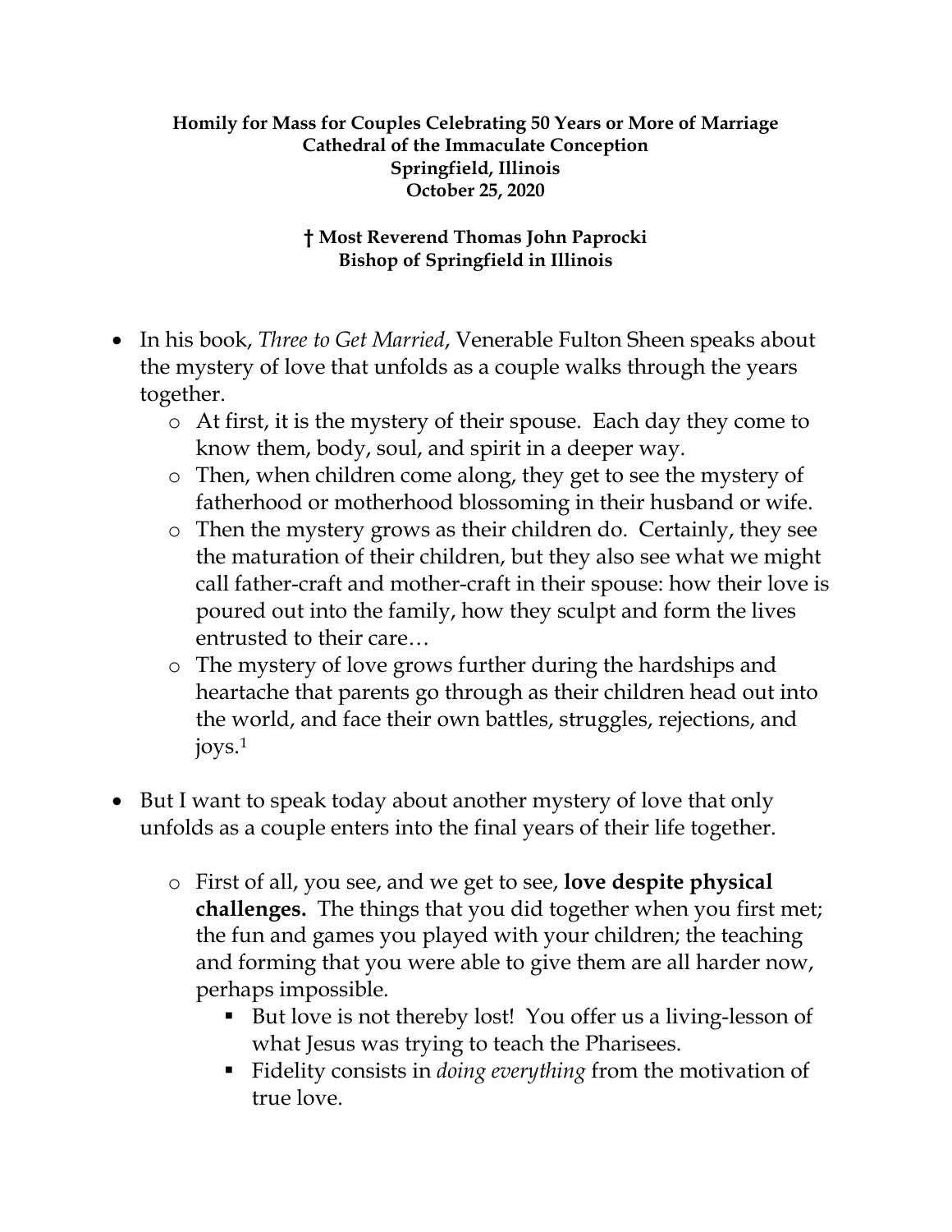**Homily for Mass for Couples Celebrating 50 Years or More of Marriage**
**Cathedral of the Immaculate Conception**
**Springfield, Illinois**
**October 25, 2020**

**† Most Reverend Thomas John Paprocki**
**Bishop of Springfield in Illinois**

- In his book, *Three to Get Married*, Venerable Fulton Sheen speaks about the mystery of love that unfolds as a couple walks through the years together.
  - At first, it is the mystery of their spouse. Each day they come to know them, body, soul, and spirit in a deeper way.
  - Then, when children come along, they get to see the mystery of fatherhood or motherhood blossoming in their husband or wife.
  - Then the mystery grows as their children do. Certainly, they see the maturation of their children, but they also see what we might call father-craft and mother-craft in their spouse: how their love is poured out into the family, how they sculpt and form the lives entrusted to their care…
  - The mystery of love grows further during the hardships and heartache that parents go through as their children head out into the world, and face their own battles, struggles, rejections, and joys.[1]

- But I want to speak today about another mystery of love that only unfolds as a couple enters into the final years of their life together.
  - First of all, you see, and we get to see, **love despite physical challenges.** The things that you did together when you first met; the fun and games you played with your children; the teaching and forming that you were able to give them are all harder now, perhaps impossible.
    - But love is not thereby lost! You offer us a living-lesson of what Jesus was trying to teach the Pharisees.
    - Fidelity consists in *doing everything* from the motivation of true love.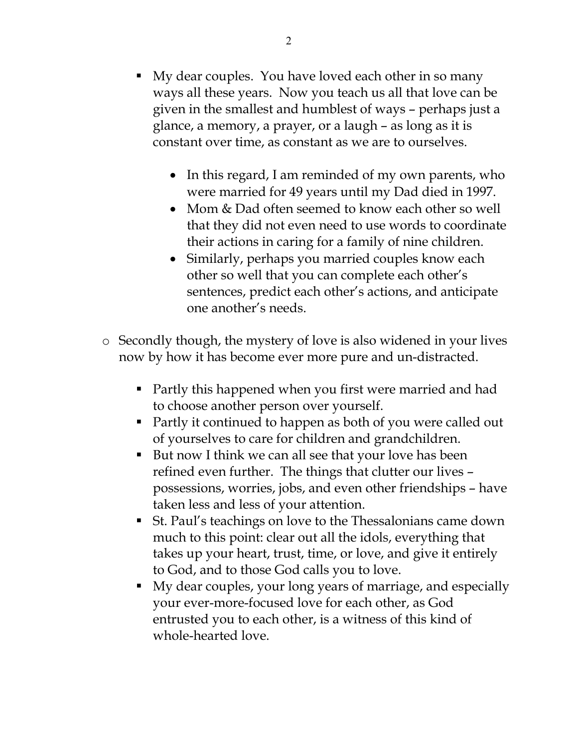- My dear couples. You have loved each other in so many ways all these years. Now you teach us all that love can be given in the smallest and humblest of ways – perhaps just a glance, a memory, a prayer, or a laugh – as long as it is constant over time, as constant as we are to ourselves.

    - In this regard, I am reminded of my own parents, who were married for 49 years until my Dad died in 1997.
    - Mom & Dad often seemed to know each other so well that they did not even need to use words to coordinate their actions in caring for a family of nine children.
    - Similarly, perhaps you married couples know each other so well that you can complete each other's sentences, predict each other's actions, and anticipate one another's needs.

- Secondly though, the mystery of love is also widened in your lives now by how it has become ever more pure and un-distracted.

    - Partly this happened when you first were married and had to choose another person over yourself.
    - Partly it continued to happen as both of you were called out of yourselves to care for children and grandchildren.
    - But now I think we can all see that your love has been refined even further. The things that clutter our lives – possessions, worries, jobs, and even other friendships – have taken less and less of your attention.
    - St. Paul's teachings on love to the Thessalonians came down much to this point: clear out all the idols, everything that takes up your heart, trust, time, or love, and give it entirely to God, and to those God calls you to love.
    - My dear couples, your long years of marriage, and especially your ever-more-focused love for each other, as God entrusted you to each other, is a witness of this kind of whole-hearted love.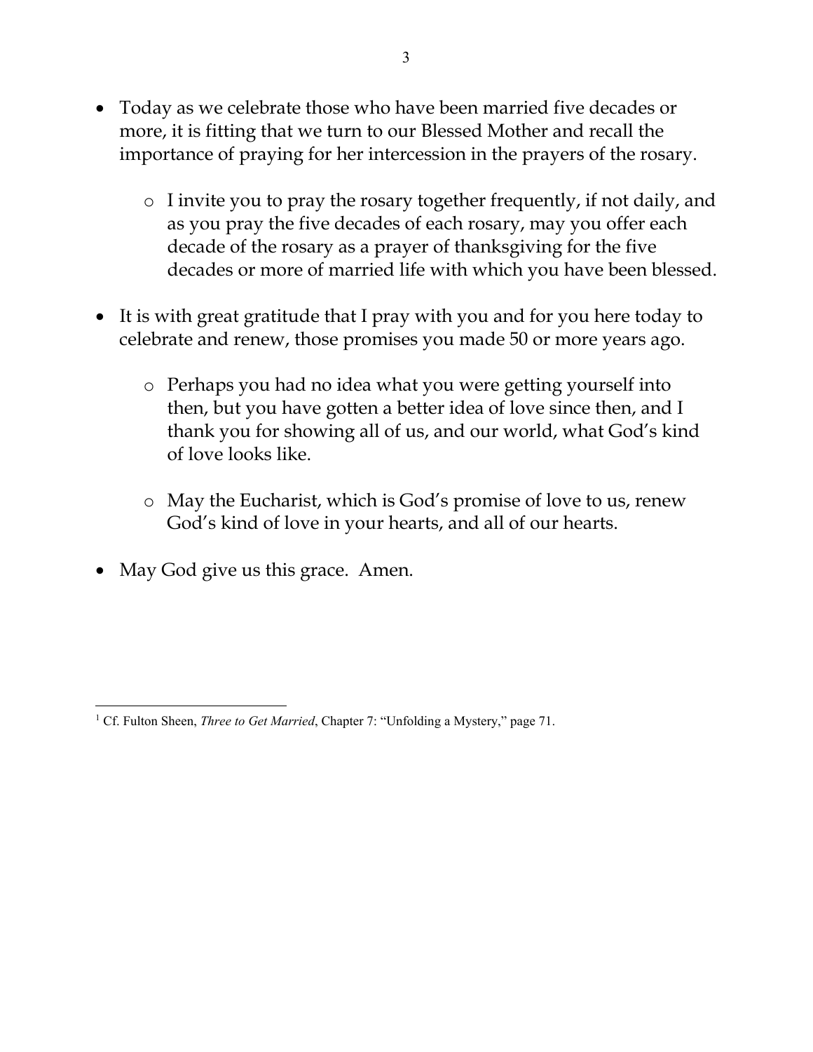- Today as we celebrate those who have been married five decades or more, it is fitting that we turn to our Blessed Mother and recall the importance of praying for her intercession in the prayers of the rosary.
    - I invite you to pray the rosary together frequently, if not daily, and as you pray the five decades of each rosary, may you offer each decade of the rosary as a prayer of thanksgiving for the five decades or more of married life with which you have been blessed.
- It is with great gratitude that I pray with you and for you here today to celebrate and renew, those promises you made 50 or more years ago.
    - Perhaps you had no idea what you were getting yourself into then, but you have gotten a better idea of love since then, and I thank you for showing all of us, and our world, what God's kind of love looks like.
    - May the Eucharist, which is God's promise of love to us, renew God's kind of love in your hearts, and all of our hearts.
- May God give us this grace. Amen.

---

[1] Cf. Fulton Sheen, *Three to Get Married*, Chapter 7: "Unfolding a Mystery," page 71.